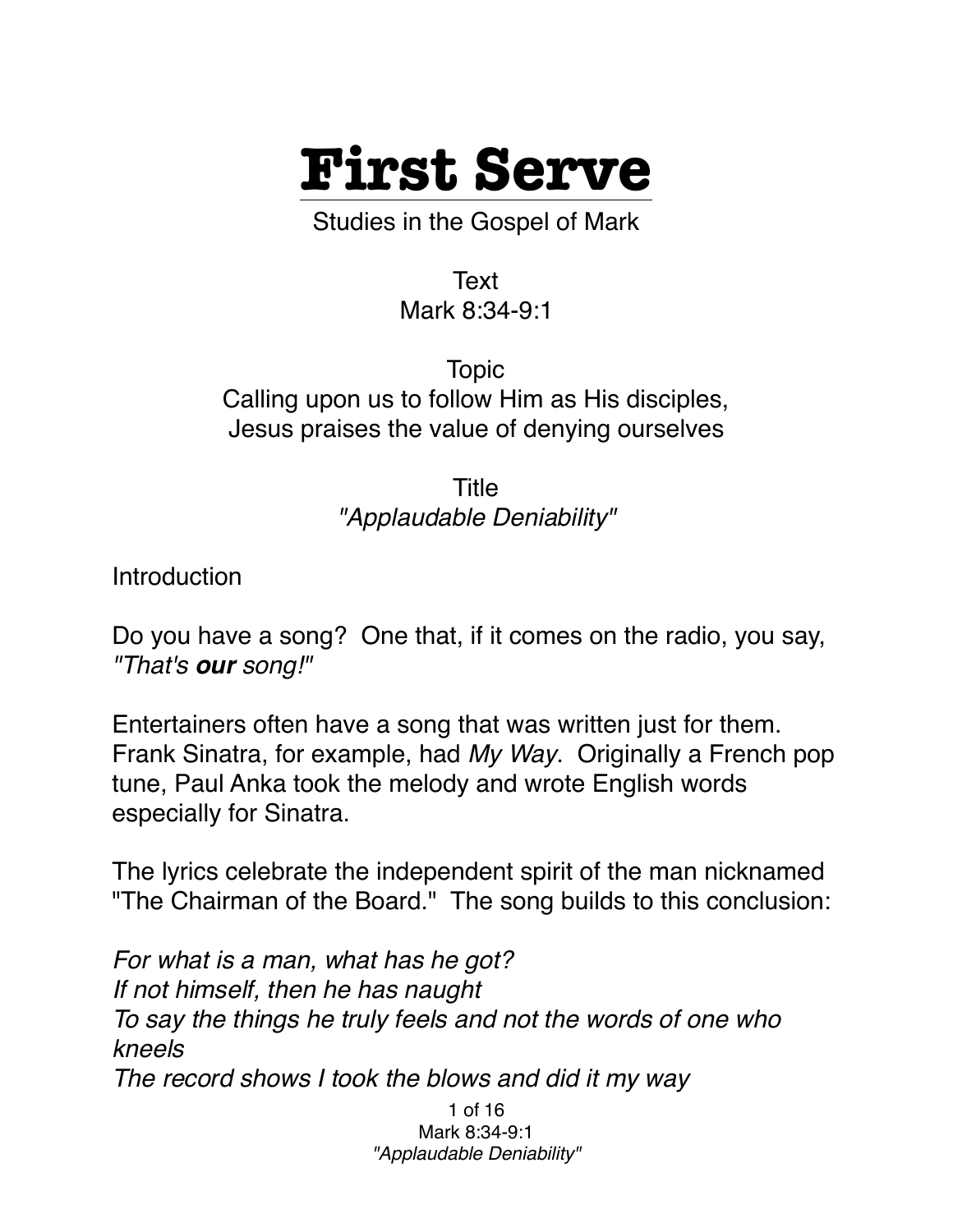# First Serve

Studies in the Gospel of Mark

Text
Mark 8:34-9:1

Topic
Calling upon us to follow Him as His disciples,
Jesus praises the value of denying ourselves

Title
*"Applaudable Deniability"*

Introduction

Do you have a song? One that, if it comes on the radio, you say, *"That's **our** song!"*

Entertainers often have a song that was written just for them. Frank Sinatra, for example, had *My Way*. Originally a French pop tune, Paul Anka took the melody and wrote English words especially for Sinatra.

The lyrics celebrate the independent spirit of the man nicknamed "The Chairman of the Board." The song builds to this conclusion:

*For what is a man, what has he got?*
*If not himself, then he has naught*
*To say the things he truly feels and not the words of one who kneels*
*The record shows I took the blows and did it my way*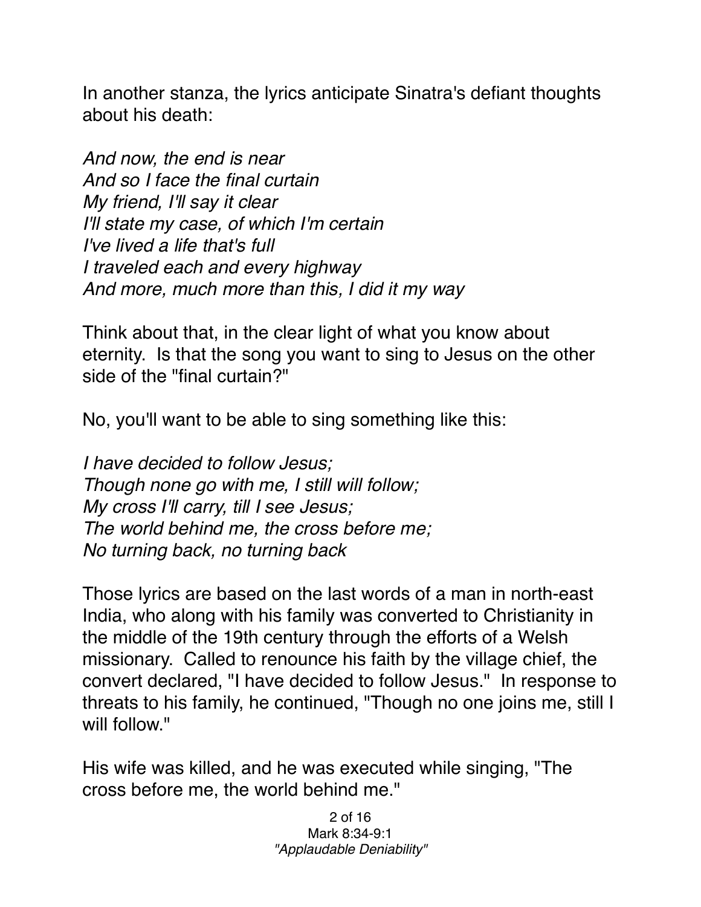In another stanza, the lyrics anticipate Sinatra's defiant thoughts about his death:

*And now, the end is near*
*And so I face the final curtain*
*My friend, I'll say it clear*
*I'll state my case, of which I'm certain*
*I've lived a life that's full*
*I traveled each and every highway*
*And more, much more than this, I did it my way*

Think about that, in the clear light of what you know about eternity. Is that the song you want to sing to Jesus on the other side of the "final curtain?"

No, you'll want to be able to sing something like this:

*I have decided to follow Jesus;*
*Though none go with me, I still will follow;*
*My cross I'll carry, till I see Jesus;*
*The world behind me, the cross before me;*
*No turning back, no turning back*

Those lyrics are based on the last words of a man in north-east India, who along with his family was converted to Christianity in the middle of the 19th century through the efforts of a Welsh missionary. Called to renounce his faith by the village chief, the convert declared, "I have decided to follow Jesus." In response to threats to his family, he continued, "Though no one joins me, still I will follow."

His wife was killed, and he was executed while singing, "The cross before me, the world behind me."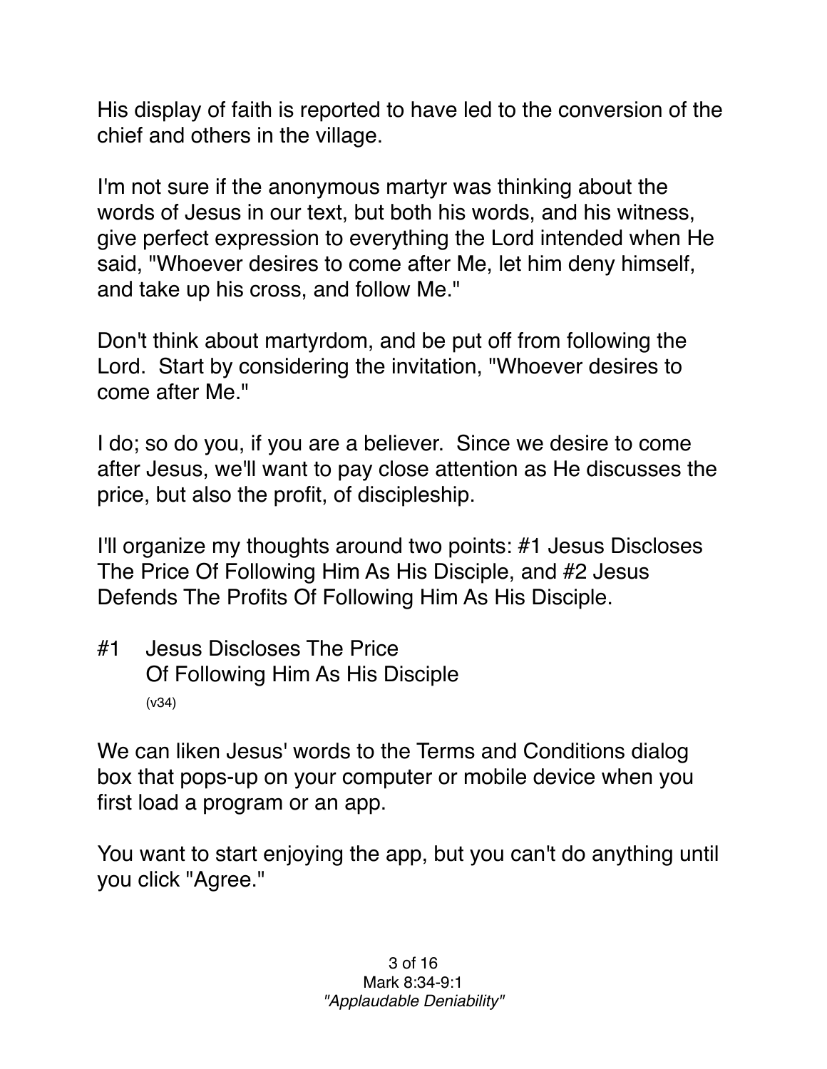His display of faith is reported to have led to the conversion of the chief and others in the village.

I'm not sure if the anonymous martyr was thinking about the words of Jesus in our text, but both his words, and his witness, give perfect expression to everything the Lord intended when He said, "Whoever desires to come after Me, let him deny himself, and take up his cross, and follow Me."

Don't think about martyrdom, and be put off from following the Lord. Start by considering the invitation, "Whoever desires to come after Me."

I do; so do you, if you are a believer. Since we desire to come after Jesus, we'll want to pay close attention as He discusses the price, but also the profit, of discipleship.

I'll organize my thoughts around two points: #1 Jesus Discloses The Price Of Following Him As His Disciple, and #2 Jesus Defends The Profits Of Following Him As His Disciple.

## #1 Jesus Discloses The Price Of Following Him As His Disciple
(v34)

We can liken Jesus' words to the Terms and Conditions dialog box that pops-up on your computer or mobile device when you first load a program or an app.

You want to start enjoying the app, but you can't do anything until you click "Agree."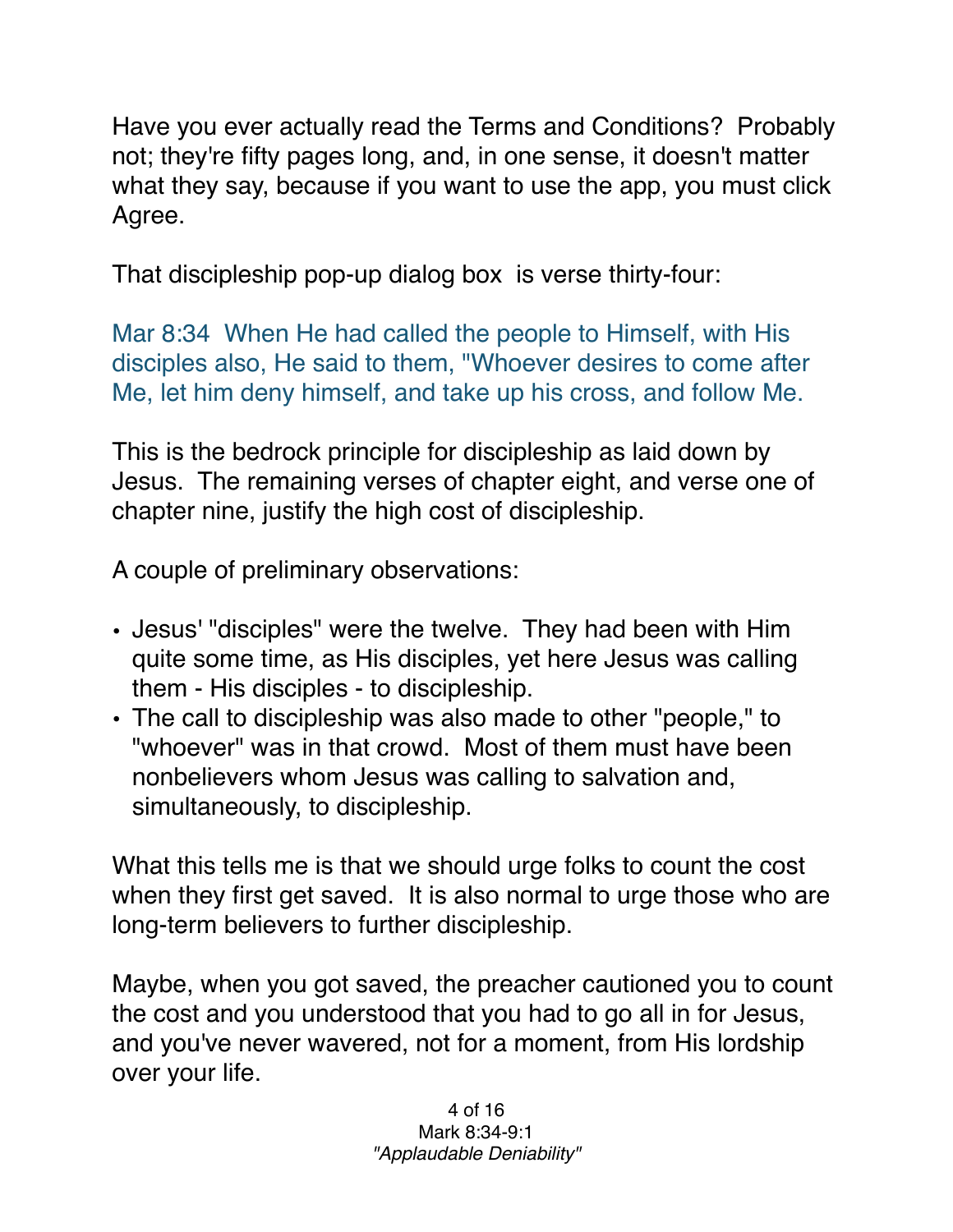Have you ever actually read the Terms and Conditions? Probably not; they're fifty pages long, and, in one sense, it doesn't matter what they say, because if you want to use the app, you must click Agree.

That discipleship pop-up dialog box is verse thirty-four:

Mar 8:34 When He had called the people to Himself, with His disciples also, He said to them, "Whoever desires to come after Me, let him deny himself, and take up his cross, and follow Me.

This is the bedrock principle for discipleship as laid down by Jesus. The remaining verses of chapter eight, and verse one of chapter nine, justify the high cost of discipleship.

A couple of preliminary observations:

- Jesus' "disciples" were the twelve. They had been with Him quite some time, as His disciples, yet here Jesus was calling them - His disciples - to discipleship.
- The call to discipleship was also made to other "people," to "whoever" was in that crowd. Most of them must have been nonbelievers whom Jesus was calling to salvation and, simultaneously, to discipleship.

What this tells me is that we should urge folks to count the cost when they first get saved. It is also normal to urge those who are long-term believers to further discipleship.

Maybe, when you got saved, the preacher cautioned you to count the cost and you understood that you had to go all in for Jesus, and you've never wavered, not for a moment, from His lordship over your life.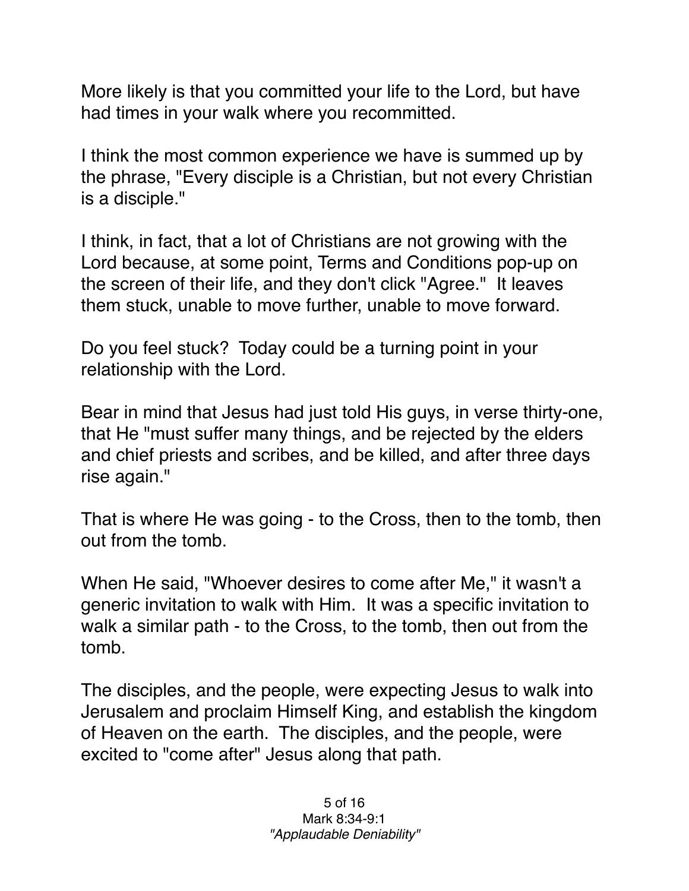More likely is that you committed your life to the Lord, but have had times in your walk where you recommitted.

I think the most common experience we have is summed up by the phrase, "Every disciple is a Christian, but not every Christian is a disciple."

I think, in fact, that a lot of Christians are not growing with the Lord because, at some point, Terms and Conditions pop-up on the screen of their life, and they don't click "Agree." It leaves them stuck, unable to move further, unable to move forward.

Do you feel stuck? Today could be a turning point in your relationship with the Lord.

Bear in mind that Jesus had just told His guys, in verse thirty-one, that He "must suffer many things, and be rejected by the elders and chief priests and scribes, and be killed, and after three days rise again."

That is where He was going - to the Cross, then to the tomb, then out from the tomb.

When He said, "Whoever desires to come after Me," it wasn't a generic invitation to walk with Him. It was a specific invitation to walk a similar path - to the Cross, to the tomb, then out from the tomb.

The disciples, and the people, were expecting Jesus to walk into Jerusalem and proclaim Himself King, and establish the kingdom of Heaven on the earth. The disciples, and the people, were excited to "come after" Jesus along that path.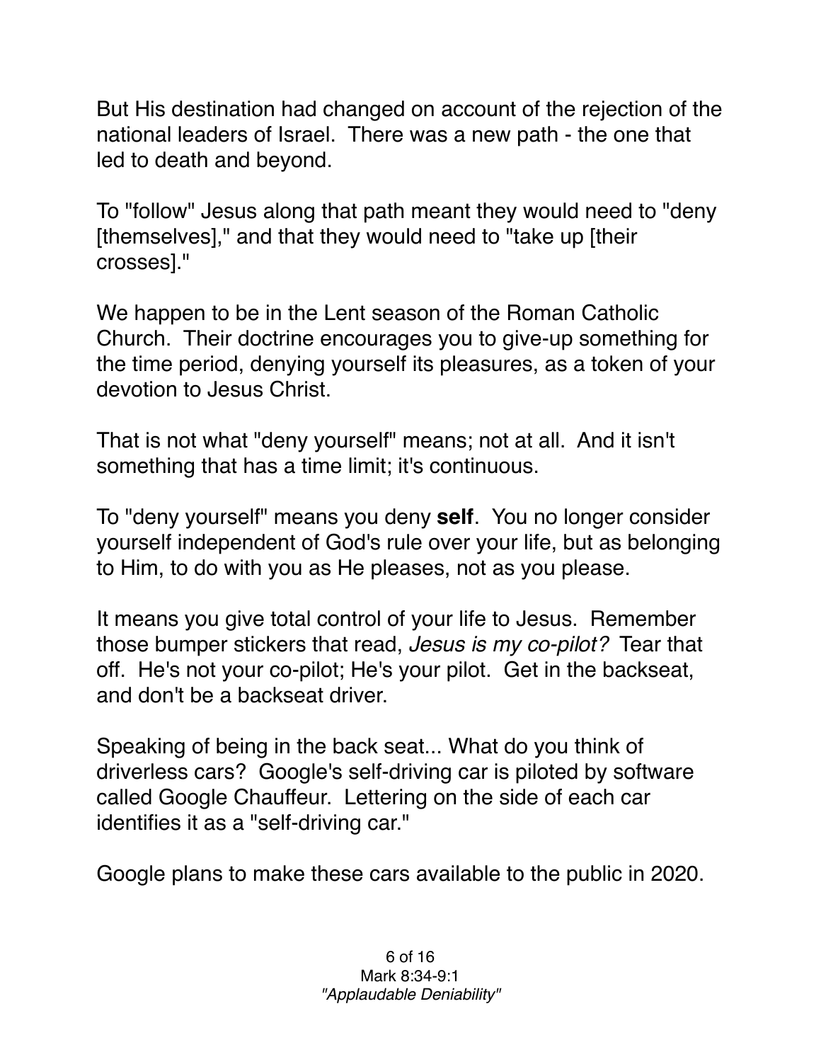But His destination had changed on account of the rejection of the national leaders of Israel. There was a new path - the one that led to death and beyond.

To "follow" Jesus along that path meant they would need to "deny [themselves]," and that they would need to "take up [their crosses]."

We happen to be in the Lent season of the Roman Catholic Church. Their doctrine encourages you to give-up something for the time period, denying yourself its pleasures, as a token of your devotion to Jesus Christ.

That is not what "deny yourself" means; not at all. And it isn't something that has a time limit; it's continuous.

To "deny yourself" means you deny **self**. You no longer consider yourself independent of God's rule over your life, but as belonging to Him, to do with you as He pleases, not as you please.

It means you give total control of your life to Jesus. Remember those bumper stickers that read, *Jesus is my co-pilot?* Tear that off. He's not your co-pilot; He's your pilot. Get in the backseat, and don't be a backseat driver.

Speaking of being in the back seat... What do you think of driverless cars? Google's self-driving car is piloted by software called Google Chauffeur. Lettering on the side of each car identifies it as a "self-driving car."

Google plans to make these cars available to the public in 2020.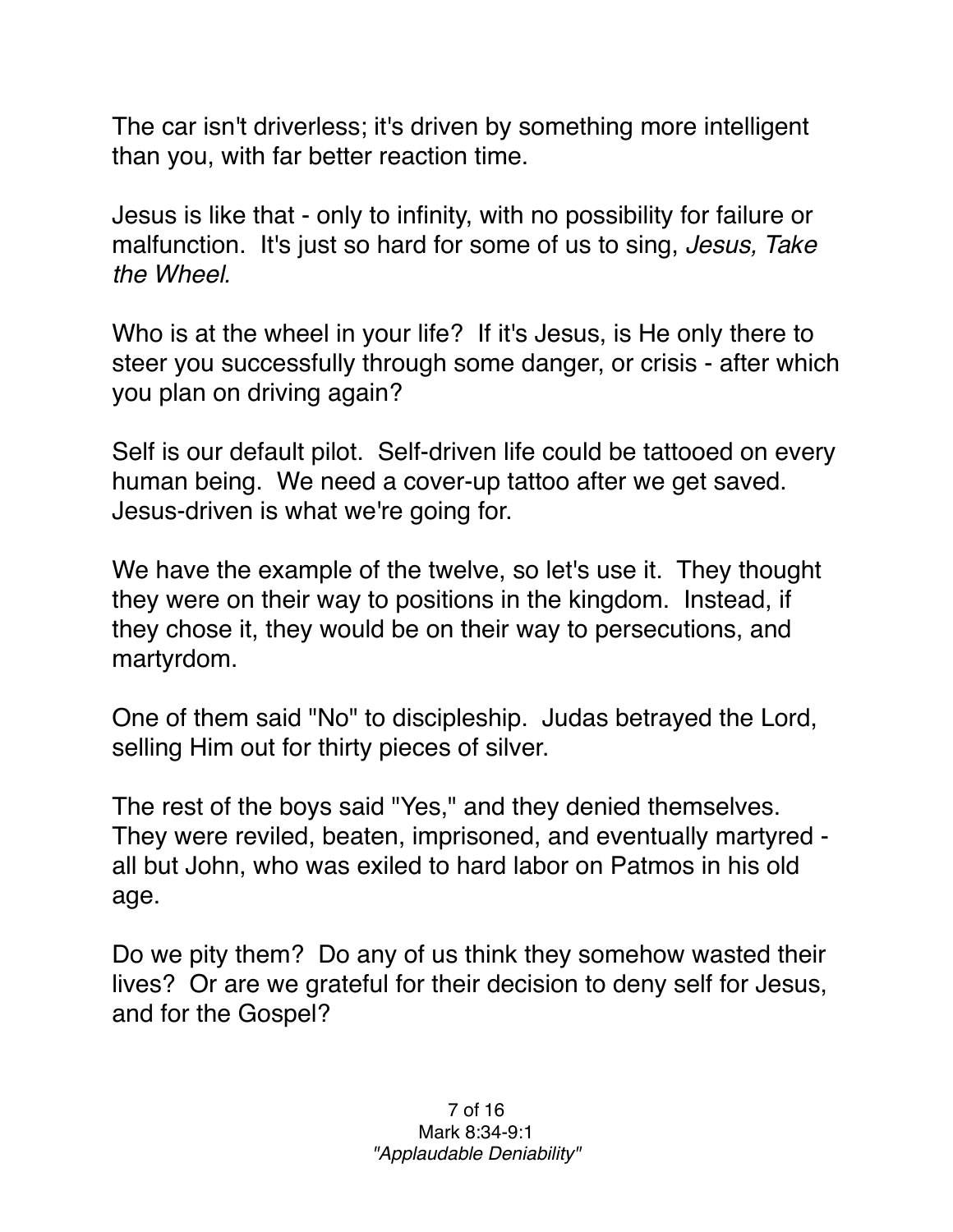The car isn't driverless; it's driven by something more intelligent than you, with far better reaction time.

Jesus is like that - only to infinity, with no possibility for failure or malfunction. It's just so hard for some of us to sing, *Jesus, Take the Wheel.*

Who is at the wheel in your life? If it's Jesus, is He only there to steer you successfully through some danger, or crisis - after which you plan on driving again?

Self is our default pilot. Self-driven life could be tattooed on every human being. We need a cover-up tattoo after we get saved. Jesus-driven is what we're going for.

We have the example of the twelve, so let's use it. They thought they were on their way to positions in the kingdom. Instead, if they chose it, they would be on their way to persecutions, and martyrdom.

One of them said "No" to discipleship. Judas betrayed the Lord, selling Him out for thirty pieces of silver.

The rest of the boys said "Yes," and they denied themselves. They were reviled, beaten, imprisoned, and eventually martyred - all but John, who was exiled to hard labor on Patmos in his old age.

Do we pity them? Do any of us think they somehow wasted their lives? Or are we grateful for their decision to deny self for Jesus, and for the Gospel?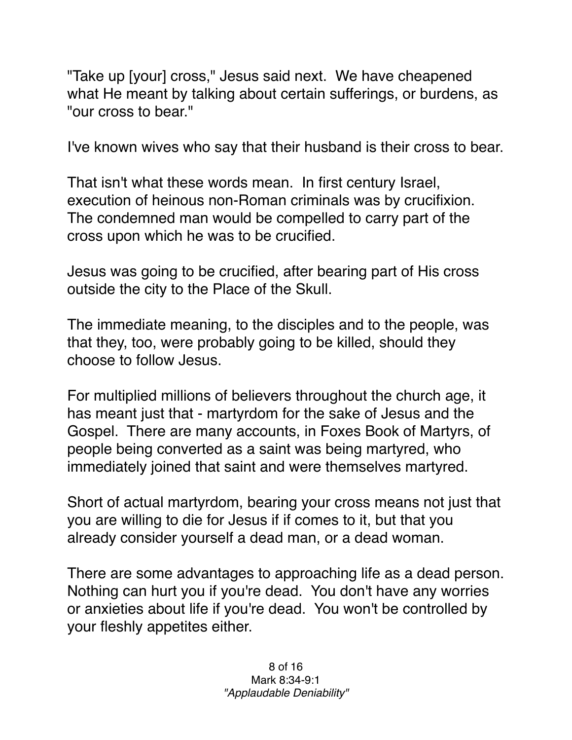"Take up [your] cross," Jesus said next. We have cheapened what He meant by talking about certain sufferings, or burdens, as "our cross to bear."

I've known wives who say that their husband is their cross to bear.

That isn't what these words mean. In first century Israel, execution of heinous non-Roman criminals was by crucifixion. The condemned man would be compelled to carry part of the cross upon which he was to be crucified.

Jesus was going to be crucified, after bearing part of His cross outside the city to the Place of the Skull.

The immediate meaning, to the disciples and to the people, was that they, too, were probably going to be killed, should they choose to follow Jesus.

For multiplied millions of believers throughout the church age, it has meant just that - martyrdom for the sake of Jesus and the Gospel. There are many accounts, in Foxes Book of Martyrs, of people being converted as a saint was being martyred, who immediately joined that saint and were themselves martyred.

Short of actual martyrdom, bearing your cross means not just that you are willing to die for Jesus if if comes to it, but that you already consider yourself a dead man, or a dead woman.

There are some advantages to approaching life as a dead person. Nothing can hurt you if you're dead. You don't have any worries or anxieties about life if you're dead. You won't be controlled by your fleshly appetites either.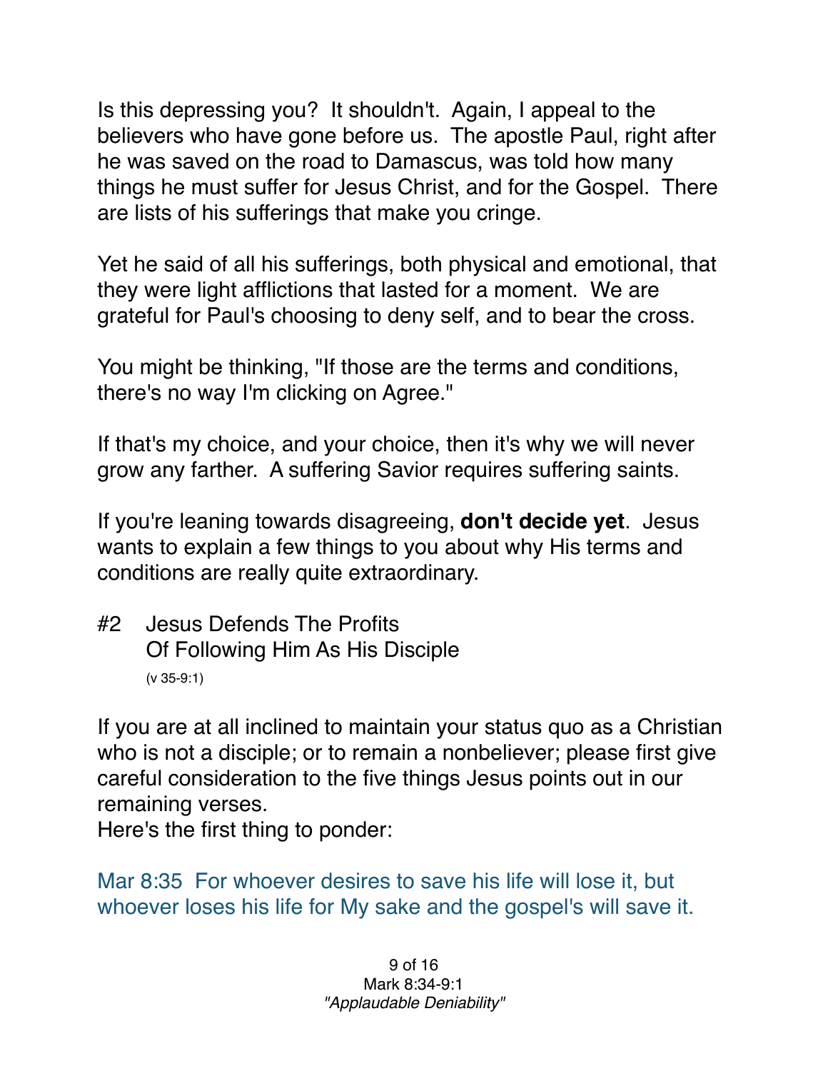Is this depressing you? It shouldn't. Again, I appeal to the believers who have gone before us. The apostle Paul, right after he was saved on the road to Damascus, was told how many things he must suffer for Jesus Christ, and for the Gospel. There are lists of his sufferings that make you cringe.

Yet he said of all his sufferings, both physical and emotional, that they were light afflictions that lasted for a moment. We are grateful for Paul's choosing to deny self, and to bear the cross.

You might be thinking, "If those are the terms and conditions, there's no way I'm clicking on Agree."

If that's my choice, and your choice, then it's why we will never grow any farther. A suffering Savior requires suffering saints.

If you're leaning towards disagreeing, **don't decide yet**. Jesus wants to explain a few things to you about why His terms and conditions are really quite extraordinary.

## #2 Jesus Defends The Profits Of Following Him As His Disciple
(v 35-9:1)

If you are at all inclined to maintain your status quo as a Christian who is not a disciple; or to remain a nonbeliever; please first give careful consideration to the five things Jesus points out in our remaining verses.
Here's the first thing to ponder:

Mar 8:35 For whoever desires to save his life will lose it, but whoever loses his life for My sake and the gospel's will save it.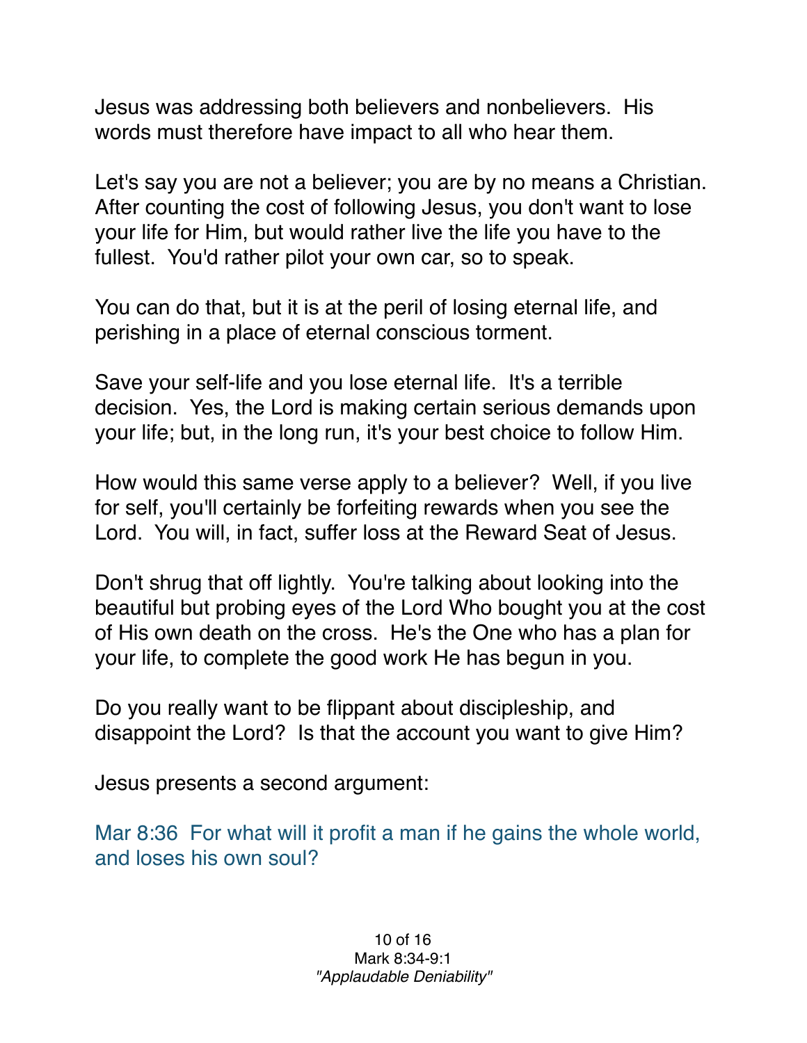Jesus was addressing both believers and nonbelievers. His words must therefore have impact to all who hear them.

Let's say you are not a believer; you are by no means a Christian. After counting the cost of following Jesus, you don't want to lose your life for Him, but would rather live the life you have to the fullest. You'd rather pilot your own car, so to speak.

You can do that, but it is at the peril of losing eternal life, and perishing in a place of eternal conscious torment.

Save your self-life and you lose eternal life. It's a terrible decision. Yes, the Lord is making certain serious demands upon your life; but, in the long run, it's your best choice to follow Him.

How would this same verse apply to a believer? Well, if you live for self, you'll certainly be forfeiting rewards when you see the Lord. You will, in fact, suffer loss at the Reward Seat of Jesus.

Don't shrug that off lightly. You're talking about looking into the beautiful but probing eyes of the Lord Who bought you at the cost of His own death on the cross. He's the One who has a plan for your life, to complete the good work He has begun in you.

Do you really want to be flippant about discipleship, and disappoint the Lord? Is that the account you want to give Him?

Jesus presents a second argument:

Mar 8:36 For what will it profit a man if he gains the whole world, and loses his own soul?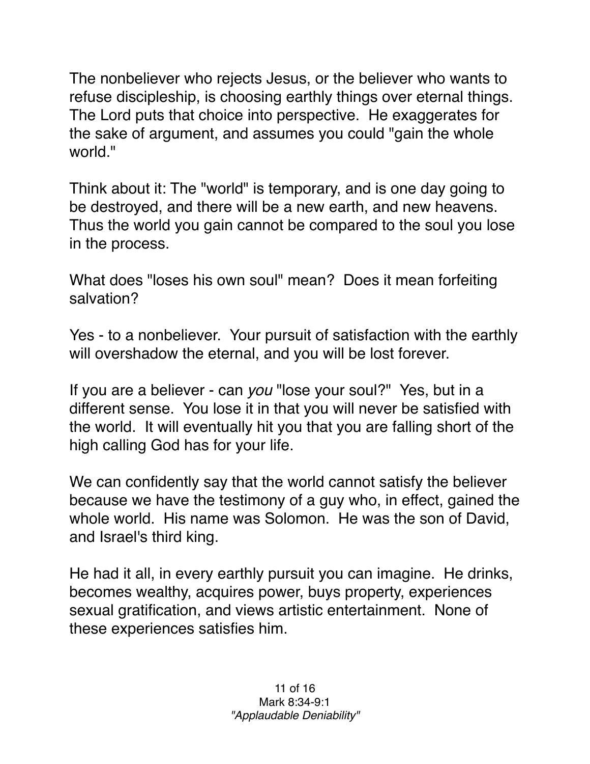The nonbeliever who rejects Jesus, or the believer who wants to refuse discipleship, is choosing earthly things over eternal things. The Lord puts that choice into perspective. He exaggerates for the sake of argument, and assumes you could "gain the whole world."

Think about it: The "world" is temporary, and is one day going to be destroyed, and there will be a new earth, and new heavens. Thus the world you gain cannot be compared to the soul you lose in the process.

What does "loses his own soul" mean? Does it mean forfeiting salvation?

Yes - to a nonbeliever. Your pursuit of satisfaction with the earthly will overshadow the eternal, and you will be lost forever.

If you are a believer - can *you* "lose your soul?" Yes, but in a different sense. You lose it in that you will never be satisfied with the world. It will eventually hit you that you are falling short of the high calling God has for your life.

We can confidently say that the world cannot satisfy the believer because we have the testimony of a guy who, in effect, gained the whole world. His name was Solomon. He was the son of David, and Israel's third king.

He had it all, in every earthly pursuit you can imagine. He drinks, becomes wealthy, acquires power, buys property, experiences sexual gratification, and views artistic entertainment. None of these experiences satisfies him.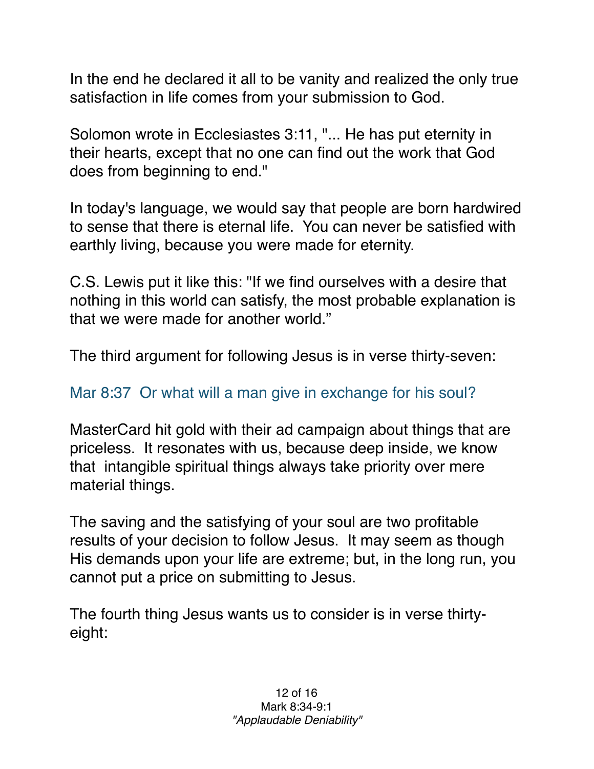In the end he declared it all to be vanity and realized the only true satisfaction in life comes from your submission to God.

Solomon wrote in Ecclesiastes 3:11, "... He has put eternity in their hearts, except that no one can find out the work that God does from beginning to end."

In today's language, we would say that people are born hardwired to sense that there is eternal life. You can never be satisfied with earthly living, because you were made for eternity.

C.S. Lewis put it like this: "If we find ourselves with a desire that nothing in this world can satisfy, the most probable explanation is that we were made for another world."

The third argument for following Jesus is in verse thirty-seven:

Mar 8:37 Or what will a man give in exchange for his soul?

MasterCard hit gold with their ad campaign about things that are priceless. It resonates with us, because deep inside, we know that intangible spiritual things always take priority over mere material things.

The saving and the satisfying of your soul are two profitable results of your decision to follow Jesus. It may seem as though His demands upon your life are extreme; but, in the long run, you cannot put a price on submitting to Jesus.

The fourth thing Jesus wants us to consider is in verse thirty-eight: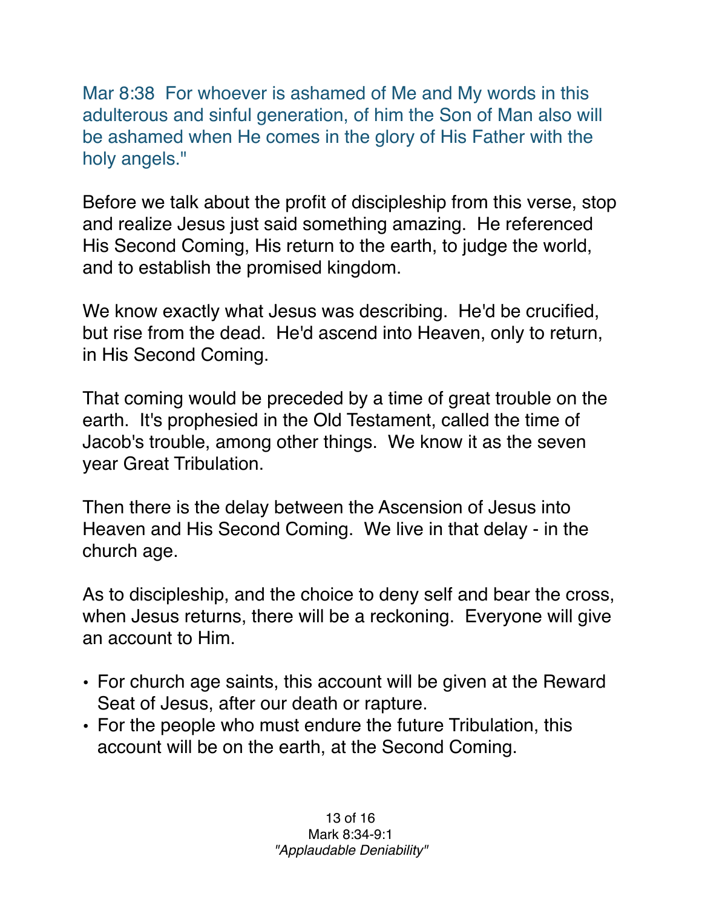Mar 8:38  For whoever is ashamed of Me and My words in this adulterous and sinful generation, of him the Son of Man also will be ashamed when He comes in the glory of His Father with the holy angels."

Before we talk about the profit of discipleship from this verse, stop and realize Jesus just said something amazing.  He referenced His Second Coming, His return to the earth, to judge the world, and to establish the promised kingdom.

We know exactly what Jesus was describing.  He'd be crucified, but rise from the dead.  He'd ascend into Heaven, only to return, in His Second Coming.

That coming would be preceded by a time of great trouble on the earth.  It's prophesied in the Old Testament, called the time of Jacob's trouble, among other things.  We know it as the seven year Great Tribulation.

Then there is the delay between the Ascension of Jesus into Heaven and His Second Coming.  We live in that delay - in the church age.

As to discipleship, and the choice to deny self and bear the cross, when Jesus returns, there will be a reckoning.  Everyone will give an account to Him.

- For church age saints, this account will be given at the Reward Seat of Jesus, after our death or rapture.
- For the people who must endure the future Tribulation, this account will be on the earth, at the Second Coming.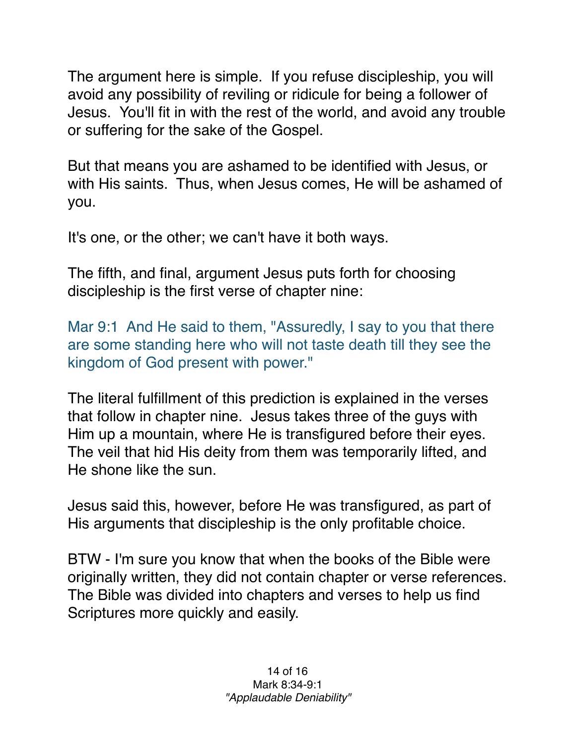The argument here is simple. If you refuse discipleship, you will avoid any possibility of reviling or ridicule for being a follower of Jesus. You'll fit in with the rest of the world, and avoid any trouble or suffering for the sake of the Gospel.

But that means you are ashamed to be identified with Jesus, or with His saints. Thus, when Jesus comes, He will be ashamed of you.

It's one, or the other; we can't have it both ways.

The fifth, and final, argument Jesus puts forth for choosing discipleship is the first verse of chapter nine:

Mar 9:1 And He said to them, "Assuredly, I say to you that there are some standing here who will not taste death till they see the kingdom of God present with power."

The literal fulfillment of this prediction is explained in the verses that follow in chapter nine. Jesus takes three of the guys with Him up a mountain, where He is transfigured before their eyes. The veil that hid His deity from them was temporarily lifted, and He shone like the sun.

Jesus said this, however, before He was transfigured, as part of His arguments that discipleship is the only profitable choice.

BTW - I'm sure you know that when the books of the Bible were originally written, they did not contain chapter or verse references. The Bible was divided into chapters and verses to help us find Scriptures more quickly and easily.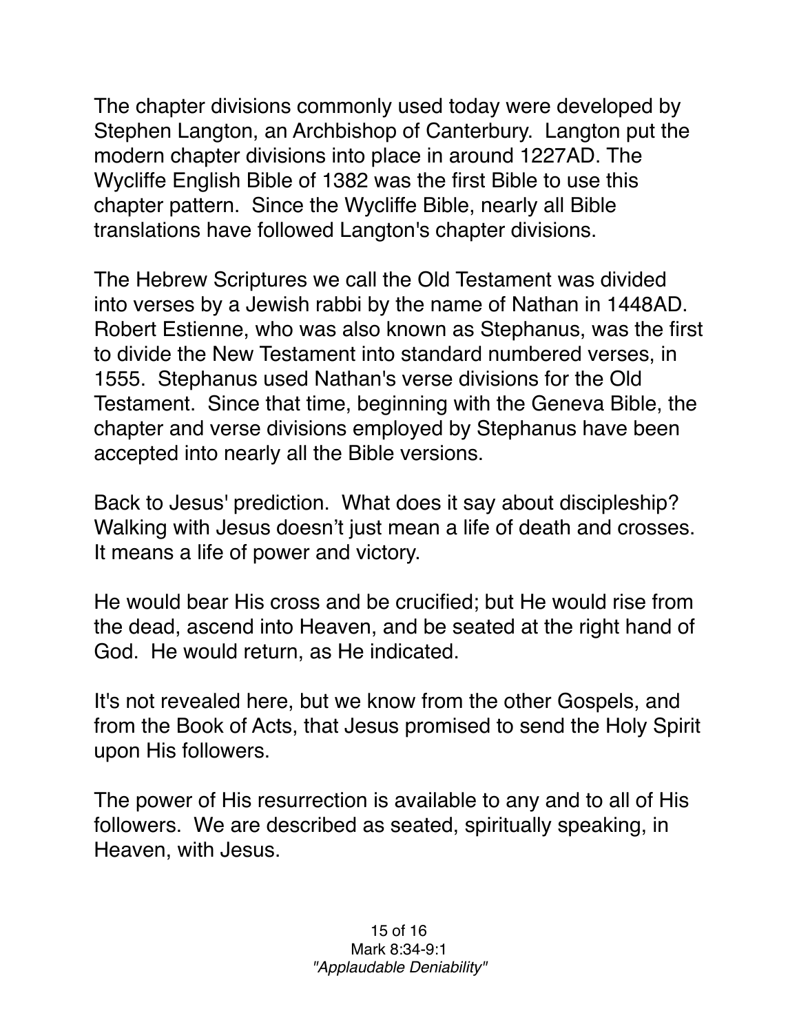The chapter divisions commonly used today were developed by Stephen Langton, an Archbishop of Canterbury. Langton put the modern chapter divisions into place in around 1227AD. The Wycliffe English Bible of 1382 was the first Bible to use this chapter pattern. Since the Wycliffe Bible, nearly all Bible translations have followed Langton's chapter divisions.

The Hebrew Scriptures we call the Old Testament was divided into verses by a Jewish rabbi by the name of Nathan in 1448AD. Robert Estienne, who was also known as Stephanus, was the first to divide the New Testament into standard numbered verses, in 1555. Stephanus used Nathan's verse divisions for the Old Testament. Since that time, beginning with the Geneva Bible, the chapter and verse divisions employed by Stephanus have been accepted into nearly all the Bible versions.

Back to Jesus' prediction. What does it say about discipleship? Walking with Jesus doesn't just mean a life of death and crosses. It means a life of power and victory.

He would bear His cross and be crucified; but He would rise from the dead, ascend into Heaven, and be seated at the right hand of God. He would return, as He indicated.

It's not revealed here, but we know from the other Gospels, and from the Book of Acts, that Jesus promised to send the Holy Spirit upon His followers.

The power of His resurrection is available to any and to all of His followers. We are described as seated, spiritually speaking, in Heaven, with Jesus.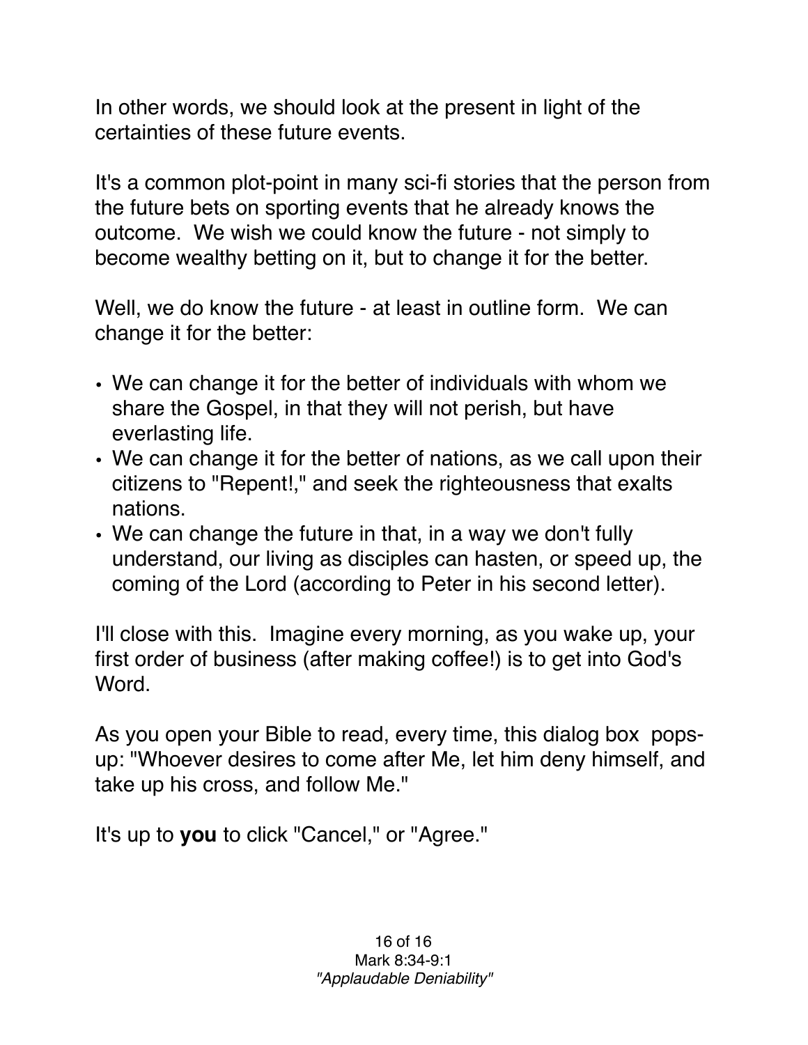In other words, we should look at the present in light of the certainties of these future events.

It's a common plot-point in many sci-fi stories that the person from the future bets on sporting events that he already knows the outcome. We wish we could know the future - not simply to become wealthy betting on it, but to change it for the better.

Well, we do know the future - at least in outline form. We can change it for the better:

- We can change it for the better of individuals with whom we share the Gospel, in that they will not perish, but have everlasting life.
- We can change it for the better of nations, as we call upon their citizens to "Repent!," and seek the righteousness that exalts nations.
- We can change the future in that, in a way we don't fully understand, our living as disciples can hasten, or speed up, the coming of the Lord (according to Peter in his second letter).

I'll close with this. Imagine every morning, as you wake up, your first order of business (after making coffee!) is to get into God's Word.

As you open your Bible to read, every time, this dialog box pops-up: "Whoever desires to come after Me, let him deny himself, and take up his cross, and follow Me."

It's up to **you** to click "Cancel," or "Agree."